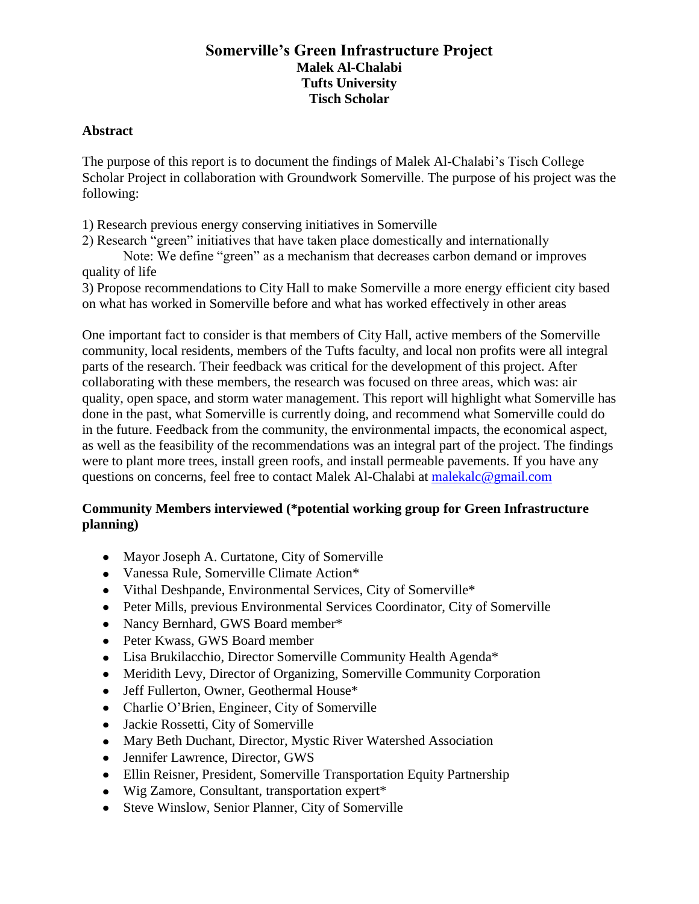# Somerville's Green Infrastructure Project

**Malek Al-Chalabi**
**Tufts University**
**Tisch Scholar**

## Abstract

The purpose of this report is to document the findings of Malek Al-Chalabi's Tisch College Scholar Project in collaboration with Groundwork Somerville. The purpose of his project was the following:

1) Research previous energy conserving initiatives in Somerville
2) Research "green" initiatives that have taken place domestically and internationally
   Note: We define "green" as a mechanism that decreases carbon demand or improves quality of life
3) Propose recommendations to City Hall to make Somerville a more energy efficient city based on what has worked in Somerville before and what has worked effectively in other areas

One important fact to consider is that members of City Hall, active members of the Somerville community, local residents, members of the Tufts faculty, and local non profits were all integral parts of the research. Their feedback was critical for the development of this project. After collaborating with these members, the research was focused on three areas, which was: air quality, open space, and storm water management. This report will highlight what Somerville has done in the past, what Somerville is currently doing, and recommend what Somerville could do in the future. Feedback from the community, the environmental impacts, the economical aspect, as well as the feasibility of the recommendations was an integral part of the project. The findings were to plant more trees, install green roofs, and install permeable pavements. If you have any questions on concerns, feel free to contact Malek Al-Chalabi at malekalc@gmail.com

### Community Members interviewed (*potential working group for Green Infrastructure planning)

- Mayor Joseph A. Curtatone, City of Somerville
- Vanessa Rule, Somerville Climate Action*
- Vithal Deshpande, Environmental Services, City of Somerville*
- Peter Mills, previous Environmental Services Coordinator, City of Somerville
- Nancy Bernhard, GWS Board member*
- Peter Kwass, GWS Board member
- Lisa Brukilacchio, Director Somerville Community Health Agenda*
- Meridith Levy, Director of Organizing, Somerville Community Corporation
- Jeff Fullerton, Owner, Geothermal House*
- Charlie O'Brien, Engineer, City of Somerville
- Jackie Rossetti, City of Somerville
- Mary Beth Duchant, Director, Mystic River Watershed Association
- Jennifer Lawrence, Director, GWS
- Ellin Reisner, President, Somerville Transportation Equity Partnership
- Wig Zamore, Consultant, transportation expert*
- Steve Winslow, Senior Planner, City of Somerville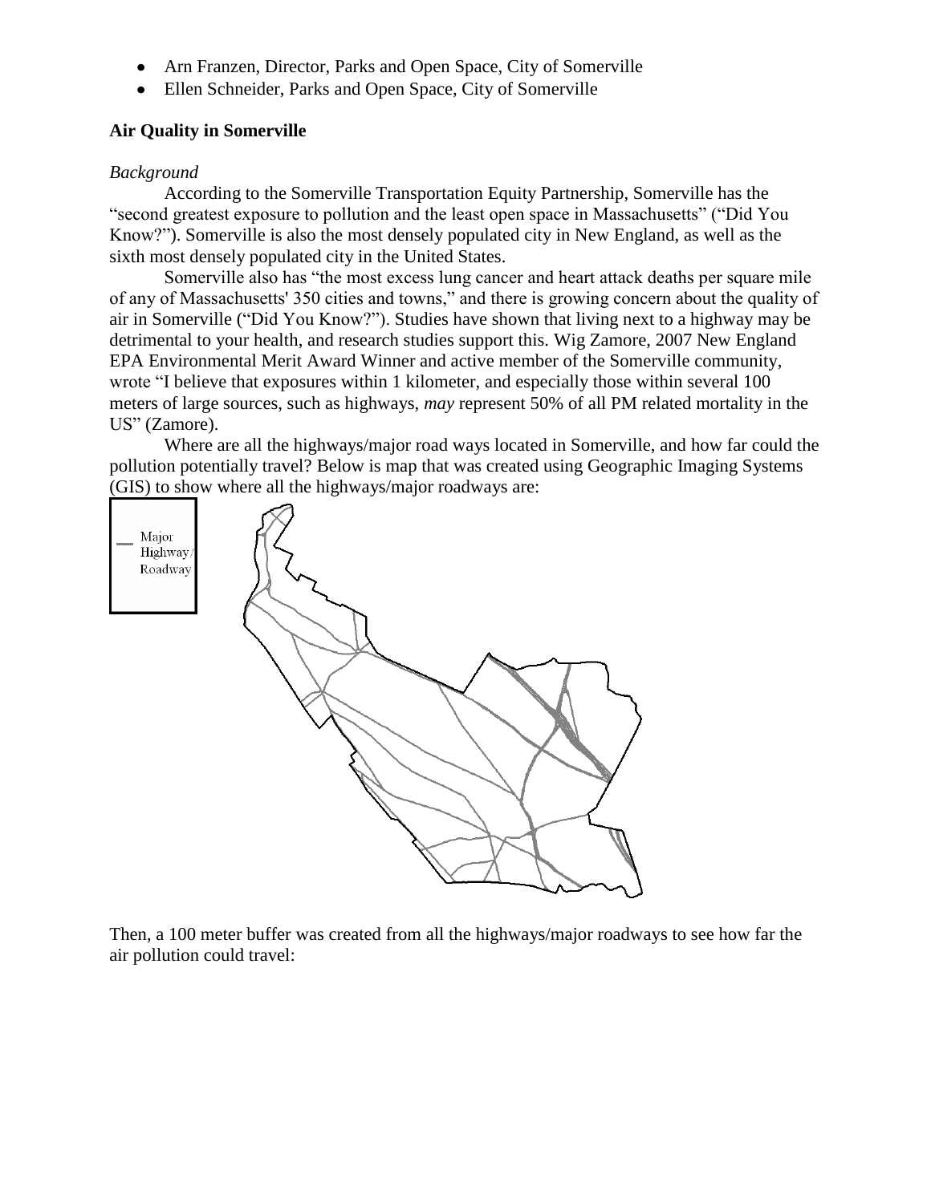- Arn Franzen, Director, Parks and Open Space, City of Somerville
- Ellen Schneider, Parks and Open Space, City of Somerville

**Air Quality in Somerville**

*Background*

According to the Somerville Transportation Equity Partnership, Somerville has the "second greatest exposure to pollution and the least open space in Massachusetts" ("Did You Know?"). Somerville is also the most densely populated city in New England, as well as the sixth most densely populated city in the United States.

Somerville also has "the most excess lung cancer and heart attack deaths per square mile of any of Massachusetts' 350 cities and towns," and there is growing concern about the quality of air in Somerville ("Did You Know?"). Studies have shown that living next to a highway may be detrimental to your health, and research studies support this. Wig Zamore, 2007 New England EPA Environmental Merit Award Winner and active member of the Somerville community, wrote "I believe that exposures within 1 kilometer, and especially those within several 100 meters of large sources, such as highways, *may* represent 50% of all PM related mortality in the US" (Zamore).

Where are all the highways/major road ways located in Somerville, and how far could the pollution potentially travel? Below is map that was created using Geographic Imaging Systems (GIS) to show where all the highways/major roadways are:

Major Highway/Roadway

Then, a 100 meter buffer was created from all the highways/major roadways to see how far the air pollution could travel: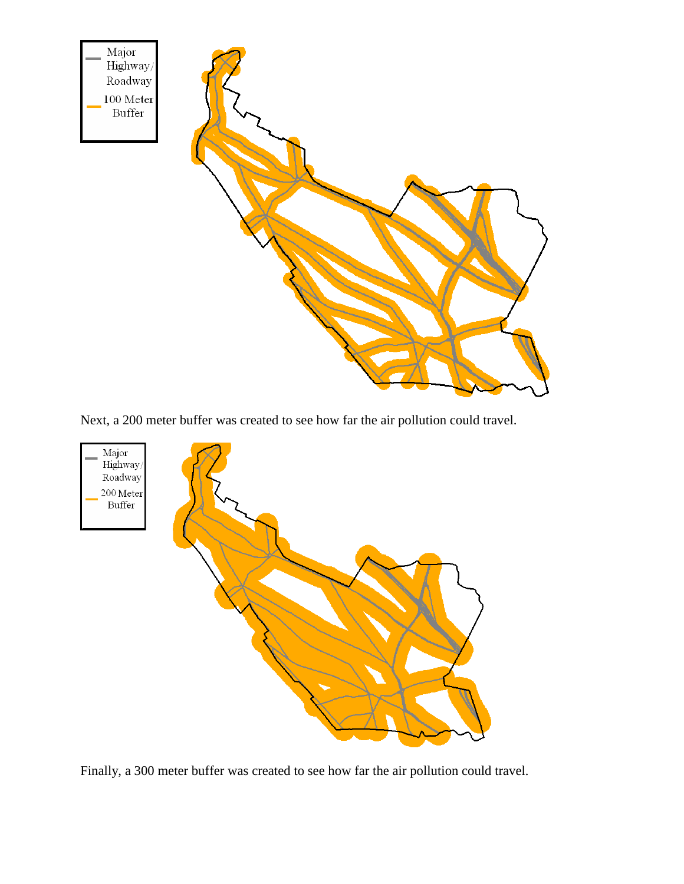Next, a 200 meter buffer was created to see how far the air pollution could travel.

Finally, a 300 meter buffer was created to see how far the air pollution could travel.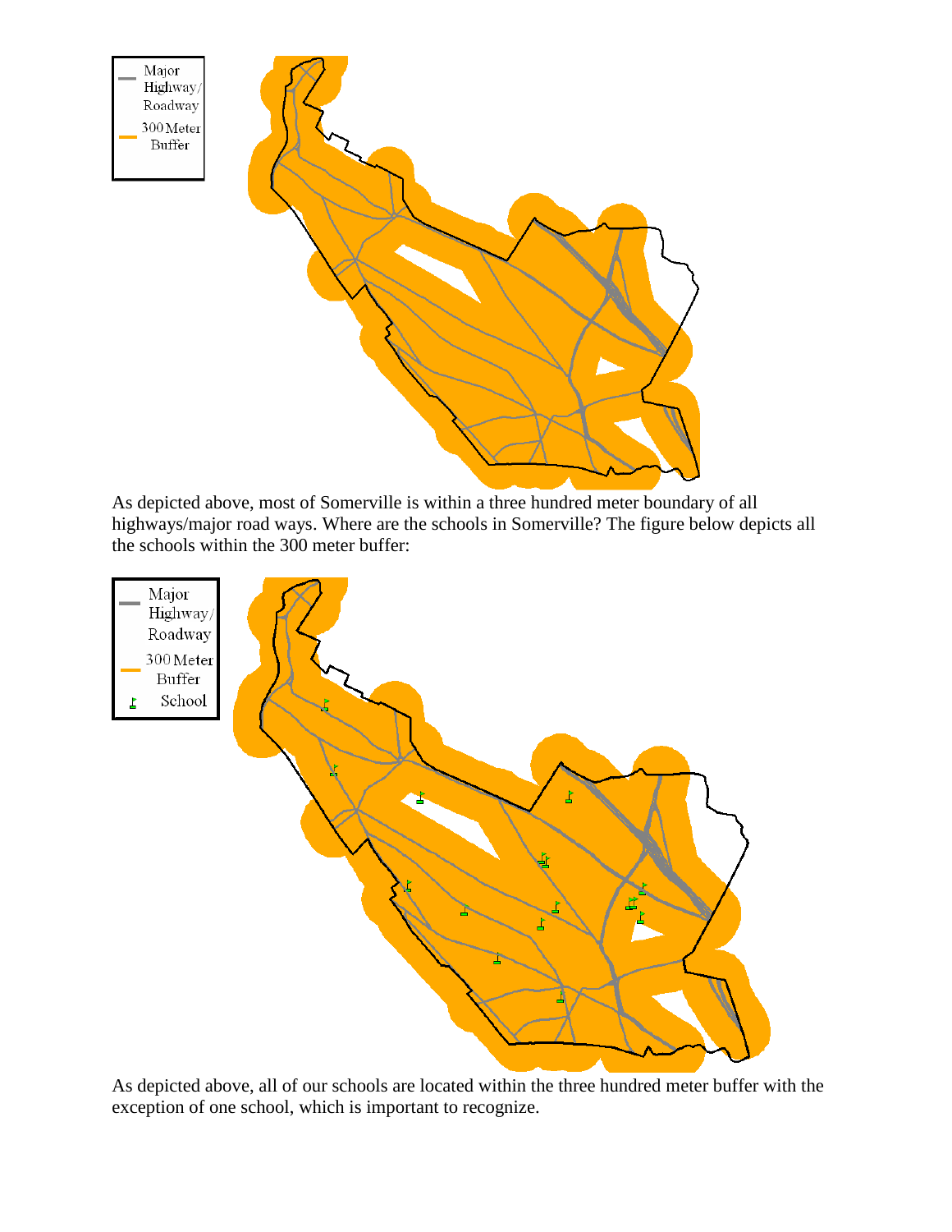As depicted above, most of Somerville is within a three hundred meter boundary of all highways/major road ways. Where are the schools in Somerville? The figure below depicts all the schools within the 300 meter buffer:

As depicted above, all of our schools are located within the three hundred meter buffer with the exception of one school, which is important to recognize.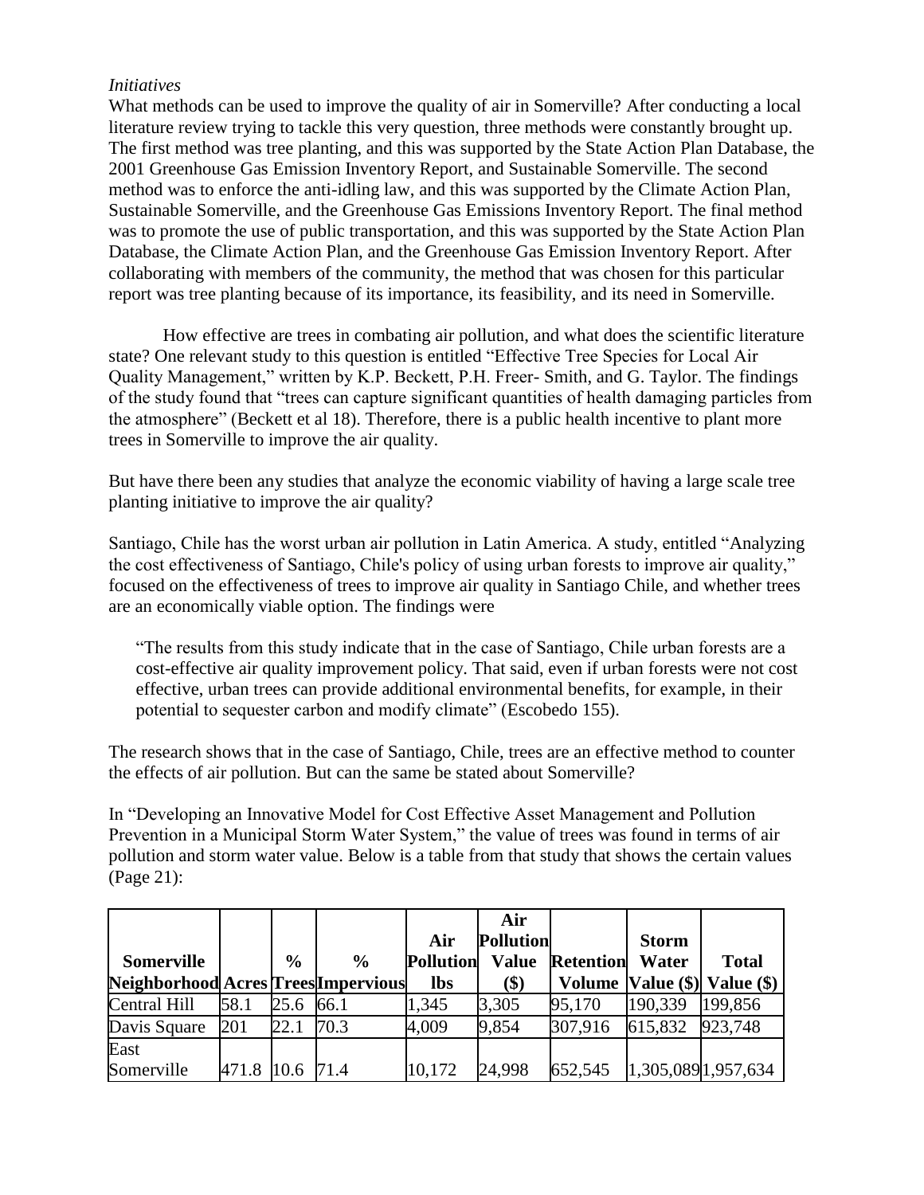*Initiatives*

What methods can be used to improve the quality of air in Somerville? After conducting a local literature review trying to tackle this very question, three methods were constantly brought up. The first method was tree planting, and this was supported by the State Action Plan Database, the 2001 Greenhouse Gas Emission Inventory Report, and Sustainable Somerville. The second method was to enforce the anti-idling law, and this was supported by the Climate Action Plan, Sustainable Somerville, and the Greenhouse Gas Emissions Inventory Report. The final method was to promote the use of public transportation, and this was supported by the State Action Plan Database, the Climate Action Plan, and the Greenhouse Gas Emission Inventory Report. After collaborating with members of the community, the method that was chosen for this particular report was tree planting because of its importance, its feasibility, and its need in Somerville.

How effective are trees in combating air pollution, and what does the scientific literature state? One relevant study to this question is entitled "Effective Tree Species for Local Air Quality Management," written by K.P. Beckett, P.H. Freer- Smith, and G. Taylor. The findings of the study found that "trees can capture significant quantities of health damaging particles from the atmosphere" (Beckett et al 18). Therefore, there is a public health incentive to plant more trees in Somerville to improve the air quality.

But have there been any studies that analyze the economic viability of having a large scale tree planting initiative to improve the air quality?

Santiago, Chile has the worst urban air pollution in Latin America. A study, entitled "Analyzing the cost effectiveness of Santiago, Chile's policy of using urban forests to improve air quality," focused on the effectiveness of trees to improve air quality in Santiago Chile, and whether trees are an economically viable option. The findings were

> "The results from this study indicate that in the case of Santiago, Chile urban forests are a cost-effective air quality improvement policy. That said, even if urban forests were not cost effective, urban trees can provide additional environmental benefits, for example, in their potential to sequester carbon and modify climate" (Escobedo 155).

The research shows that in the case of Santiago, Chile, trees are an effective method to counter the effects of air pollution. But can the same be stated about Somerville?

In "Developing an Innovative Model for Cost Effective Asset Management and Pollution Prevention in a Municipal Storm Water System," the value of trees was found in terms of air pollution and storm water value. Below is a table from that study that shows the certain values (Page 21):

| Somerville Neighborhood | Acres | % Trees | % Impervious | Air Pollution lbs | Air Pollution Value ($) | Retention Volume | Storm Water Value ($) | Total Value ($) |
|---|---|---|---|---|---|---|---|---|
| Central Hill | 58.1 | 25.6 | 66.1 | 1,345 | 3,305 | 95,170 | 190,339 | 199,856 |
| Davis Square | 201 | 22.1 | 70.3 | 4,009 | 9,854 | 307,916 | 615,832 | 923,748 |
| East Somerville | 471.8 | 10.6 | 71.4 | 10,172 | 24,998 | 652,545 | 1,305,089 | 1,957,634 |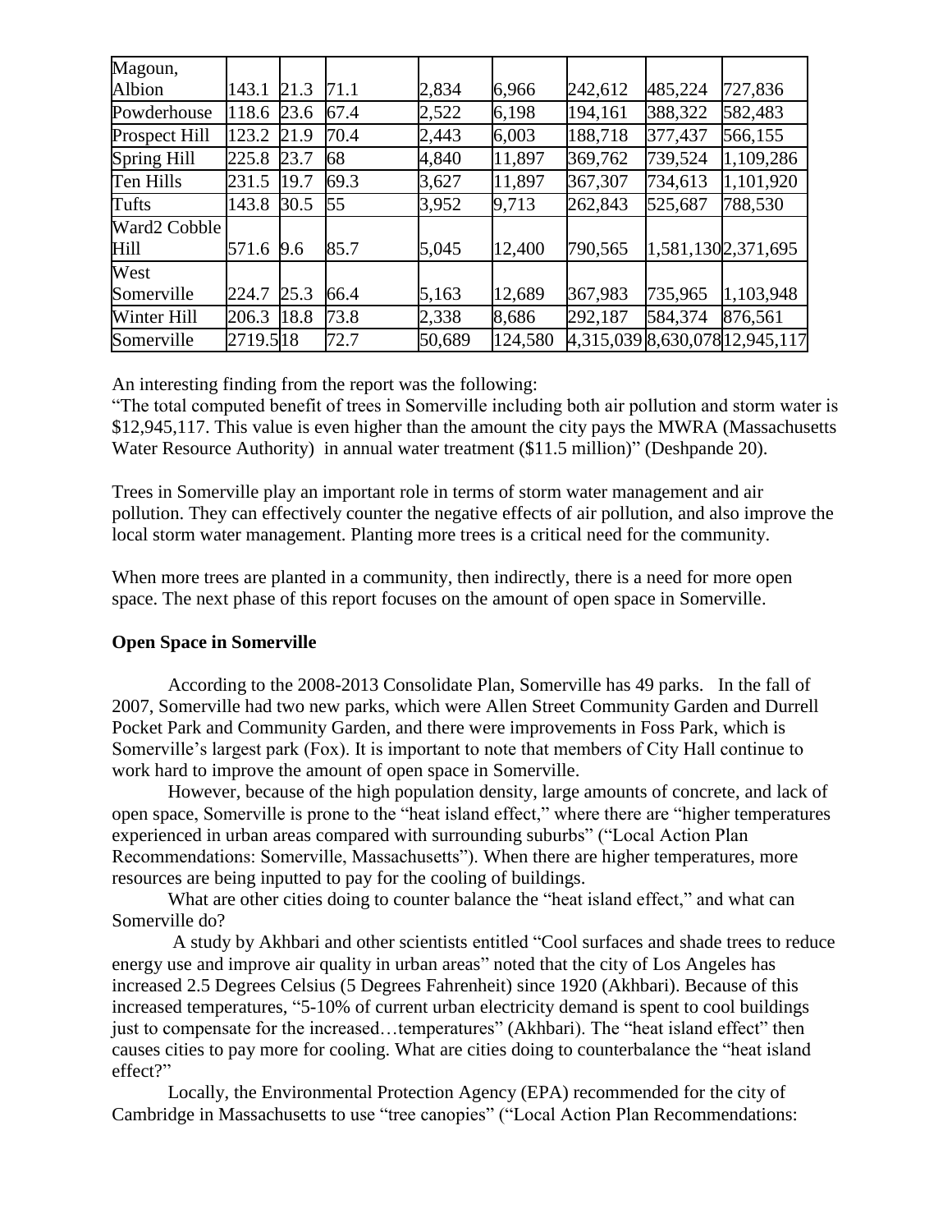| Magoun, Albion | 143.1 | 21.3 | 71.1 | 2,834 | 6,966 | 242,612 | 485,224 | 727,836 |
|---|---|---|---|---|---|---|---|---|
| Powderhouse | 118.6 | 23.6 | 67.4 | 2,522 | 6,198 | 194,161 | 388,322 | 582,483 |
| Prospect Hill | 123.2 | 21.9 | 70.4 | 2,443 | 6,003 | 188,718 | 377,437 | 566,155 |
| Spring Hill | 225.8 | 23.7 | 68 | 4,840 | 11,897 | 369,762 | 739,524 | 1,109,286 |
| Ten Hills | 231.5 | 19.7 | 69.3 | 3,627 | 11,897 | 367,307 | 734,613 | 1,101,920 |
| Tufts | 143.8 | 30.5 | 55 | 3,952 | 9,713 | 262,843 | 525,687 | 788,530 |
| Ward2 Cobble Hill | 571.6 | 9.6 | 85.7 | 5,045 | 12,400 | 790,565 | 1,581,130 | 2,371,695 |
| West Somerville | 224.7 | 25.3 | 66.4 | 5,163 | 12,689 | 367,983 | 735,965 | 1,103,948 |
| Winter Hill | 206.3 | 18.8 | 73.8 | 2,338 | 8,686 | 292,187 | 584,374 | 876,561 |
| Somerville | 2719.5 | 18 | 72.7 | 50,689 | 124,580 | 4,315,039 | 8,630,078 | 12,945,117 |

An interesting finding from the report was the following:
"The total computed benefit of trees in Somerville including both air pollution and storm water is $12,945,117. This value is even higher than the amount the city pays the MWRA (Massachusetts Water Resource Authority) in annual water treatment ($11.5 million)" (Deshpande 20).

Trees in Somerville play an important role in terms of storm water management and air pollution. They can effectively counter the negative effects of air pollution, and also improve the local storm water management. Planting more trees is a critical need for the community.

When more trees are planted in a community, then indirectly, there is a need for more open space. The next phase of this report focuses on the amount of open space in Somerville.

**Open Space in Somerville**

According to the 2008-2013 Consolidate Plan, Somerville has 49 parks. In the fall of 2007, Somerville had two new parks, which were Allen Street Community Garden and Durrell Pocket Park and Community Garden, and there were improvements in Foss Park, which is Somerville's largest park (Fox). It is important to note that members of City Hall continue to work hard to improve the amount of open space in Somerville.

However, because of the high population density, large amounts of concrete, and lack of open space, Somerville is prone to the "heat island effect," where there are "higher temperatures experienced in urban areas compared with surrounding suburbs" ("Local Action Plan Recommendations: Somerville, Massachusetts"). When there are higher temperatures, more resources are being inputted to pay for the cooling of buildings.

What are other cities doing to counter balance the "heat island effect," and what can Somerville do?

A study by Akhbari and other scientists entitled "Cool surfaces and shade trees to reduce energy use and improve air quality in urban areas" noted that the city of Los Angeles has increased 2.5 Degrees Celsius (5 Degrees Fahrenheit) since 1920 (Akhbari). Because of this increased temperatures, "5-10% of current urban electricity demand is spent to cool buildings just to compensate for the increased…temperatures" (Akhbari). The "heat island effect" then causes cities to pay more for cooling. What are cities doing to counterbalance the "heat island effect?"

Locally, the Environmental Protection Agency (EPA) recommended for the city of Cambridge in Massachusetts to use "tree canopies" ("Local Action Plan Recommendations: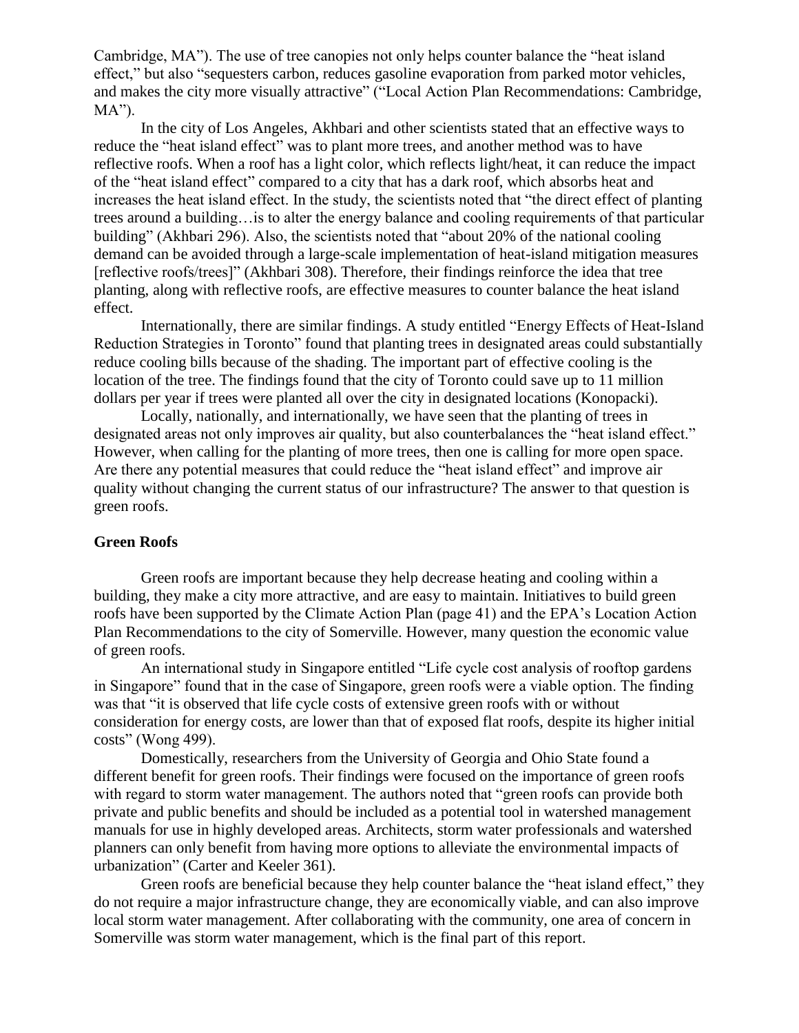Cambridge, MA"). The use of tree canopies not only helps counter balance the "heat island effect," but also "sequesters carbon, reduces gasoline evaporation from parked motor vehicles, and makes the city more visually attractive" ("Local Action Plan Recommendations: Cambridge, MA").

In the city of Los Angeles, Akhbari and other scientists stated that an effective ways to reduce the "heat island effect" was to plant more trees, and another method was to have reflective roofs. When a roof has a light color, which reflects light/heat, it can reduce the impact of the "heat island effect" compared to a city that has a dark roof, which absorbs heat and increases the heat island effect. In the study, the scientists noted that "the direct effect of planting trees around a building…is to alter the energy balance and cooling requirements of that particular building" (Akhbari 296). Also, the scientists noted that "about 20% of the national cooling demand can be avoided through a large-scale implementation of heat-island mitigation measures [reflective roofs/trees]" (Akhbari 308). Therefore, their findings reinforce the idea that tree planting, along with reflective roofs, are effective measures to counter balance the heat island effect.

Internationally, there are similar findings. A study entitled "Energy Effects of Heat-Island Reduction Strategies in Toronto" found that planting trees in designated areas could substantially reduce cooling bills because of the shading. The important part of effective cooling is the location of the tree. The findings found that the city of Toronto could save up to 11 million dollars per year if trees were planted all over the city in designated locations (Konopacki).

Locally, nationally, and internationally, we have seen that the planting of trees in designated areas not only improves air quality, but also counterbalances the "heat island effect." However, when calling for the planting of more trees, then one is calling for more open space. Are there any potential measures that could reduce the "heat island effect" and improve air quality without changing the current status of our infrastructure? The answer to that question is green roofs.

**Green Roofs**

Green roofs are important because they help decrease heating and cooling within a building, they make a city more attractive, and are easy to maintain. Initiatives to build green roofs have been supported by the Climate Action Plan (page 41) and the EPA's Location Action Plan Recommendations to the city of Somerville. However, many question the economic value of green roofs.

An international study in Singapore entitled "Life cycle cost analysis of rooftop gardens in Singapore" found that in the case of Singapore, green roofs were a viable option. The finding was that "it is observed that life cycle costs of extensive green roofs with or without consideration for energy costs, are lower than that of exposed flat roofs, despite its higher initial costs" (Wong 499).

Domestically, researchers from the University of Georgia and Ohio State found a different benefit for green roofs. Their findings were focused on the importance of green roofs with regard to storm water management. The authors noted that "green roofs can provide both private and public benefits and should be included as a potential tool in watershed management manuals for use in highly developed areas. Architects, storm water professionals and watershed planners can only benefit from having more options to alleviate the environmental impacts of urbanization" (Carter and Keeler 361).

Green roofs are beneficial because they help counter balance the "heat island effect," they do not require a major infrastructure change, they are economically viable, and can also improve local storm water management. After collaborating with the community, one area of concern in Somerville was storm water management, which is the final part of this report.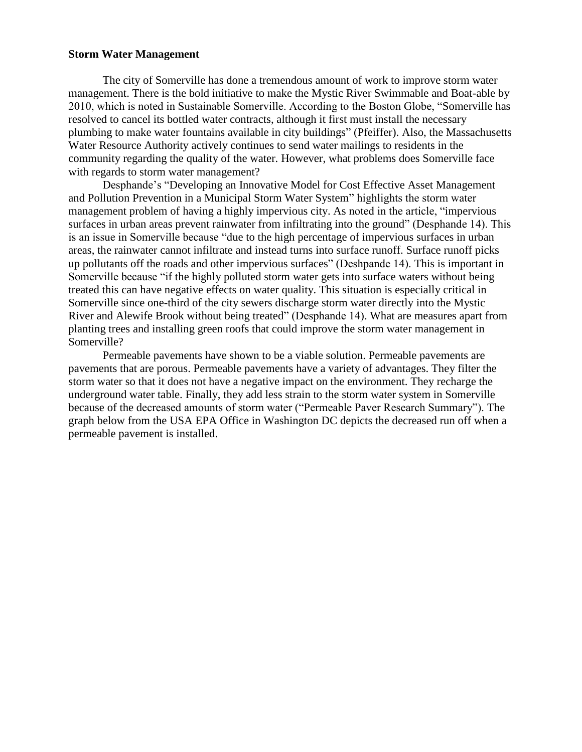**Storm Water Management**

The city of Somerville has done a tremendous amount of work to improve storm water management. There is the bold initiative to make the Mystic River Swimmable and Boat-able by 2010, which is noted in Sustainable Somerville. According to the Boston Globe, "Somerville has resolved to cancel its bottled water contracts, although it first must install the necessary plumbing to make water fountains available in city buildings" (Pfeiffer). Also, the Massachusetts Water Resource Authority actively continues to send water mailings to residents in the community regarding the quality of the water. However, what problems does Somerville face with regards to storm water management?

Desphande's "Developing an Innovative Model for Cost Effective Asset Management and Pollution Prevention in a Municipal Storm Water System" highlights the storm water management problem of having a highly impervious city. As noted in the article, "impervious surfaces in urban areas prevent rainwater from infiltrating into the ground" (Desphande 14). This is an issue in Somerville because "due to the high percentage of impervious surfaces in urban areas, the rainwater cannot infiltrate and instead turns into surface runoff. Surface runoff picks up pollutants off the roads and other impervious surfaces" (Deshpande 14). This is important in Somerville because "if the highly polluted storm water gets into surface waters without being treated this can have negative effects on water quality. This situation is especially critical in Somerville since one-third of the city sewers discharge storm water directly into the Mystic River and Alewife Brook without being treated" (Desphande 14). What are measures apart from planting trees and installing green roofs that could improve the storm water management in Somerville?

Permeable pavements have shown to be a viable solution. Permeable pavements are pavements that are porous. Permeable pavements have a variety of advantages. They filter the storm water so that it does not have a negative impact on the environment. They recharge the underground water table. Finally, they add less strain to the storm water system in Somerville because of the decreased amounts of storm water ("Permeable Paver Research Summary"). The graph below from the USA EPA Office in Washington DC depicts the decreased run off when a permeable pavement is installed.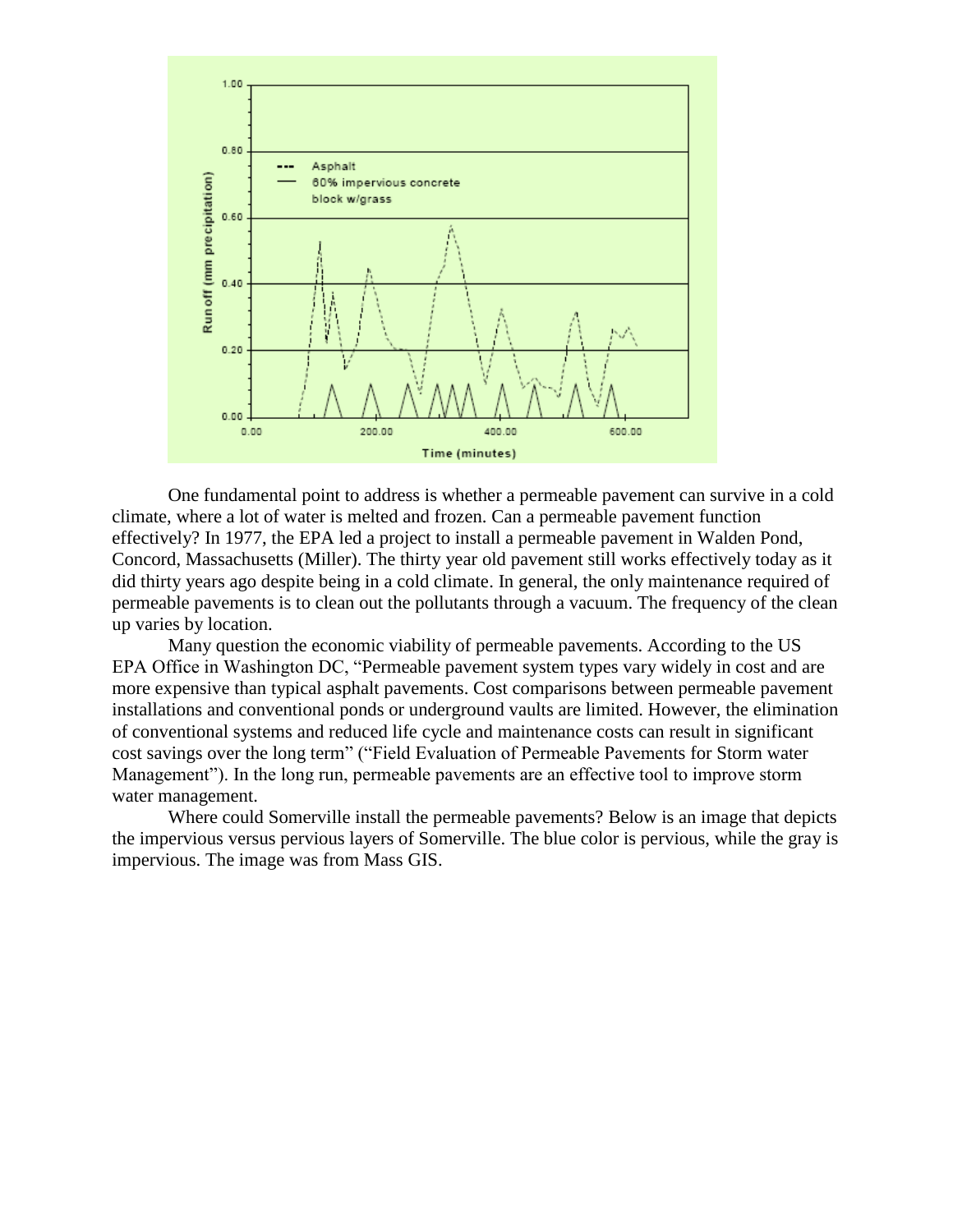One fundamental point to address is whether a permeable pavement can survive in a cold climate, where a lot of water is melted and frozen. Can a permeable pavement function effectively? In 1977, the EPA led a project to install a permeable pavement in Walden Pond, Concord, Massachusetts (Miller). The thirty year old pavement still works effectively today as it did thirty years ago despite being in a cold climate. In general, the only maintenance required of permeable pavements is to clean out the pollutants through a vacuum. The frequency of the clean up varies by location.

Many question the economic viability of permeable pavements. According to the US EPA Office in Washington DC, "Permeable pavement system types vary widely in cost and are more expensive than typical asphalt pavements. Cost comparisons between permeable pavement installations and conventional ponds or underground vaults are limited. However, the elimination of conventional systems and reduced life cycle and maintenance costs can result in significant cost savings over the long term" ("Field Evaluation of Permeable Pavements for Storm water Management"). In the long run, permeable pavements are an effective tool to improve storm water management.

Where could Somerville install the permeable pavements? Below is an image that depicts the impervious versus pervious layers of Somerville. The blue color is pervious, while the gray is impervious. The image was from Mass GIS.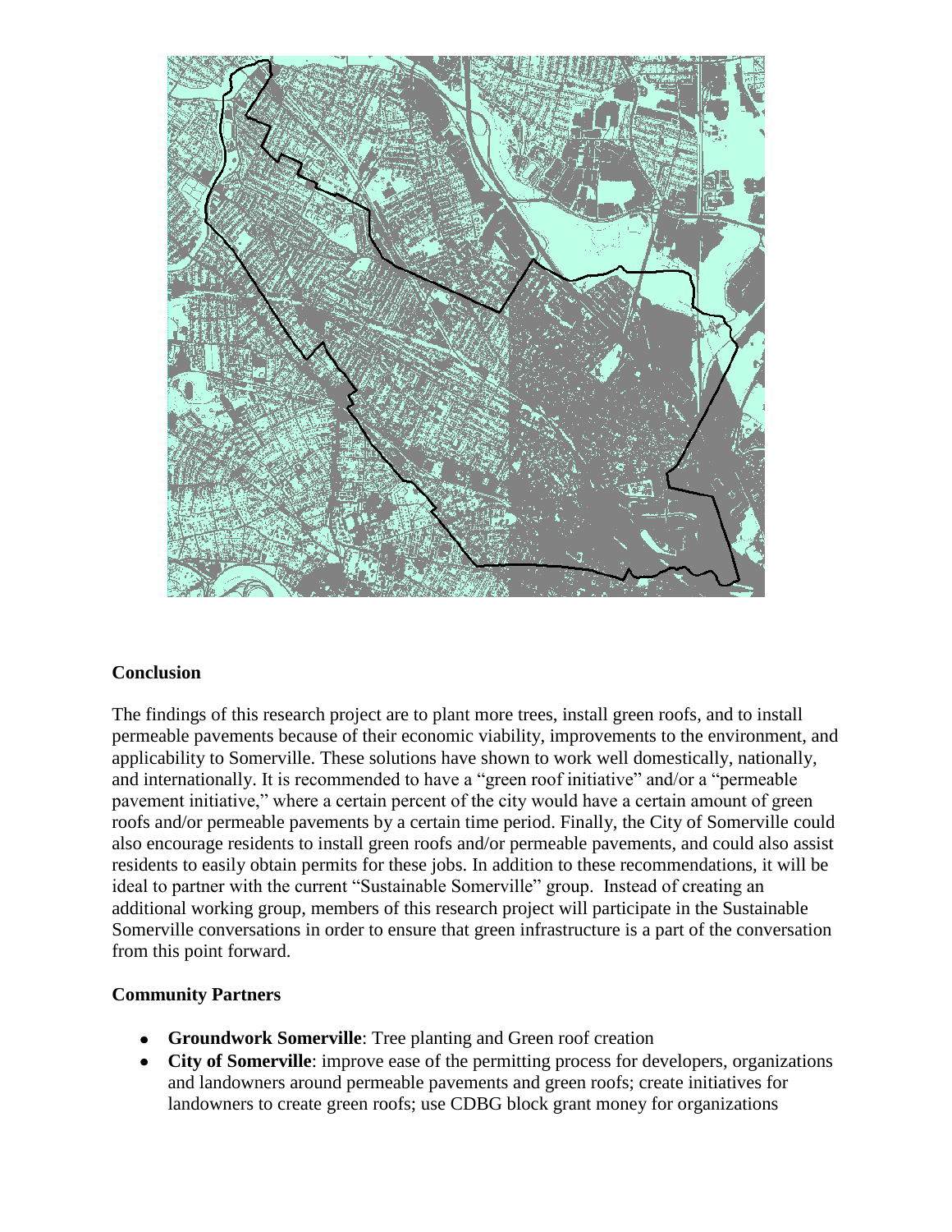## Conclusion

The findings of this research project are to plant more trees, install green roofs, and to install permeable pavements because of their economic viability, improvements to the environment, and applicability to Somerville. These solutions have shown to work well domestically, nationally, and internationally. It is recommended to have a "green roof initiative" and/or a "permeable pavement initiative," where a certain percent of the city would have a certain amount of green roofs and/or permeable pavements by a certain time period. Finally, the City of Somerville could also encourage residents to install green roofs and/or permeable pavements, and could also assist residents to easily obtain permits for these jobs. In addition to these recommendations, it will be ideal to partner with the current "Sustainable Somerville" group. Instead of creating an additional working group, members of this research project will participate in the Sustainable Somerville conversations in order to ensure that green infrastructure is a part of the conversation from this point forward.

## Community Partners

- **Groundwork Somerville**: Tree planting and Green roof creation
- **City of Somerville**: improve ease of the permitting process for developers, organizations and landowners around permeable pavements and green roofs; create initiatives for landowners to create green roofs; use CDBG block grant money for organizations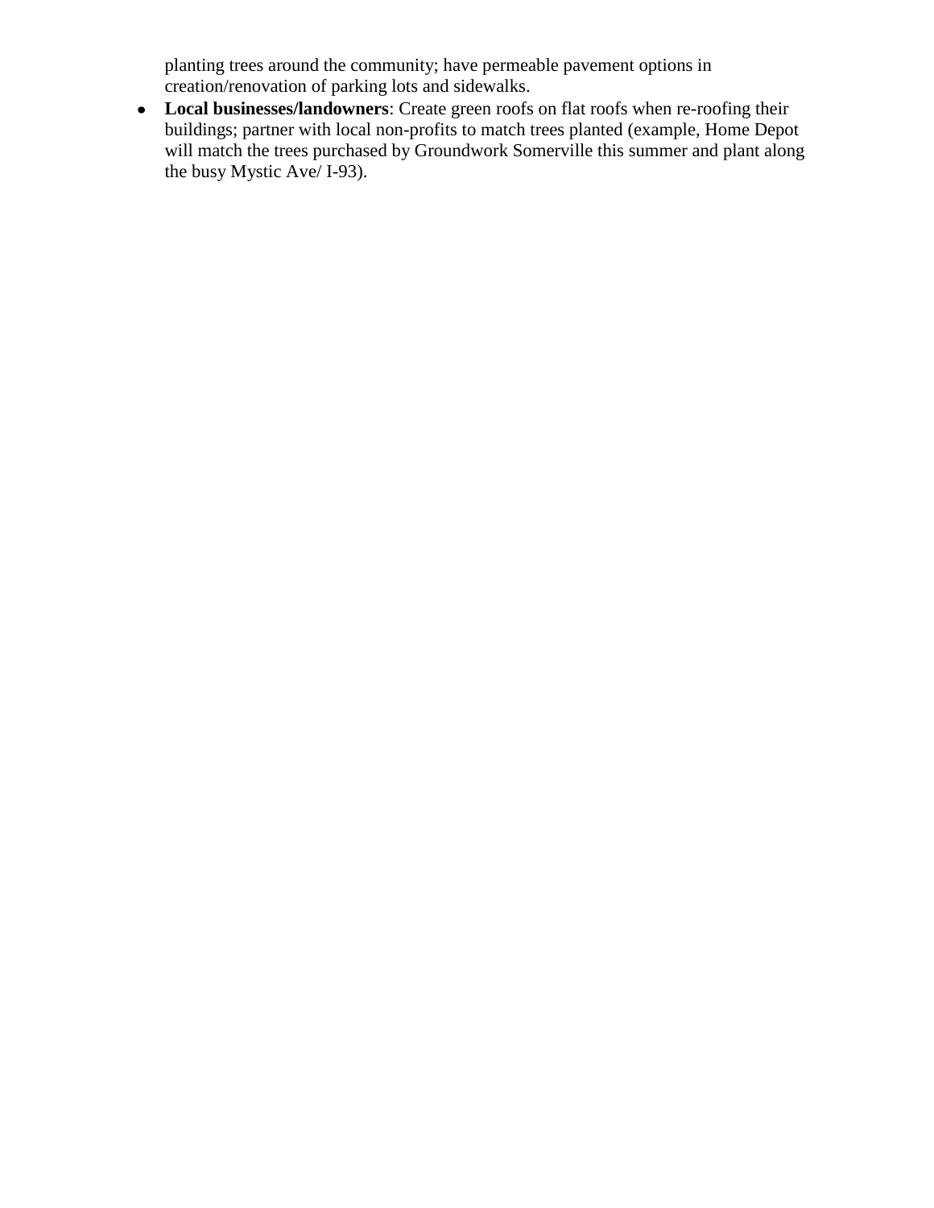planting trees around the community; have permeable pavement options in creation/renovation of parking lots and sidewalks.

- **Local businesses/landowners**: Create green roofs on flat roofs when re-roofing their buildings; partner with local non-profits to match trees planted (example, Home Depot will match the trees purchased by Groundwork Somerville this summer and plant along the busy Mystic Ave/ I-93).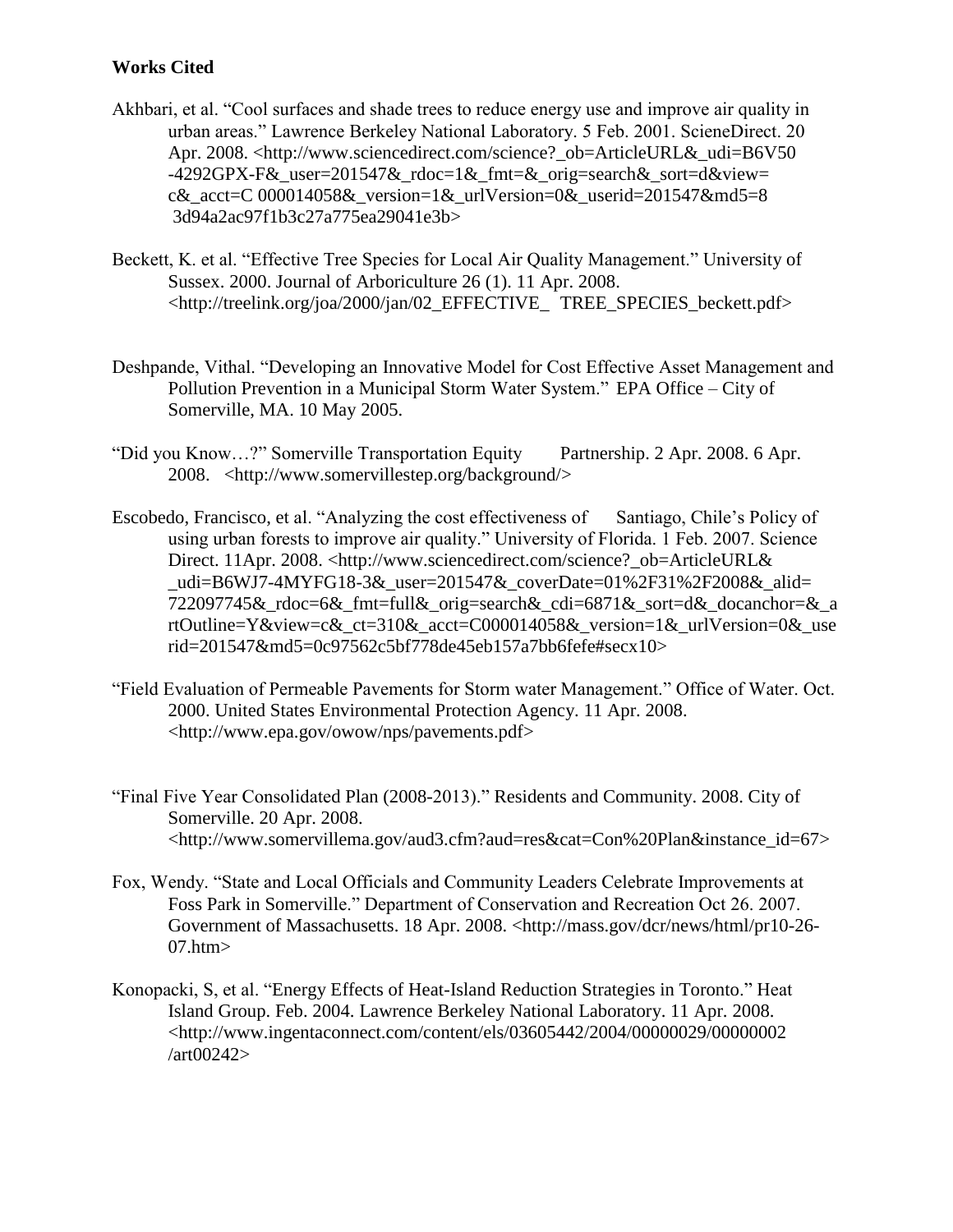**Works Cited**

Akhbari, et al. "Cool surfaces and shade trees to reduce energy use and improve air quality in urban areas." Lawrence Berkeley National Laboratory. 5 Feb. 2001. ScieneDirect. 20 Apr. 2008. <http://www.sciencedirect.com/science?_ob=ArticleURL&_udi=B6V50-4292GPX-F&_user=201547&_rdoc=1&_fmt=&_orig=search&_sort=d&view=c&_acct=C 000014058&_version=1&_urlVersion=0&_userid=201547&md5=83d94a2ac97f1b3c27a775ea29041e3b>

Beckett, K. et al. "Effective Tree Species for Local Air Quality Management." University of Sussex. 2000. Journal of Arboriculture 26 (1). 11 Apr. 2008. <http://treelink.org/joa/2000/jan/02_EFFECTIVE_ TREE_SPECIES_beckett.pdf>

Deshpande, Vithal. "Developing an Innovative Model for Cost Effective Asset Management and Pollution Prevention in a Municipal Storm Water System." EPA Office – City of Somerville, MA. 10 May 2005.

"Did you Know…?" Somerville Transportation Equity Partnership. 2 Apr. 2008. 6 Apr. 2008. <http://www.somervillestep.org/background/>

Escobedo, Francisco, et al. "Analyzing the cost effectiveness of Santiago, Chile's Policy of using urban forests to improve air quality." University of Florida. 1 Feb. 2007. Science Direct. 11Apr. 2008. <http://www.sciencedirect.com/science?_ob=ArticleURL&_udi=B6WJ7-4MYFG18-3&_user=201547&_coverDate=01%2F31%2F2008&_alid=722097745&_rdoc=6&_fmt=full&_orig=search&_cdi=6871&_sort=d&_docanchor=&_artOutline=Y&view=c&_ct=310&_acct=C000014058&_version=1&_urlVersion=0&_userid=201547&md5=0c97562c5bf778de45eb157a7bb6fefe#secx10>

"Field Evaluation of Permeable Pavements for Storm water Management." Office of Water. Oct. 2000. United States Environmental Protection Agency. 11 Apr. 2008. <http://www.epa.gov/owow/nps/pavements.pdf>

"Final Five Year Consolidated Plan (2008-2013)." Residents and Community. 2008. City of Somerville. 20 Apr. 2008. <http://www.somervillema.gov/aud3.cfm?aud=res&cat=Con%20Plan&instance_id=67>

Fox, Wendy. "State and Local Officials and Community Leaders Celebrate Improvements at Foss Park in Somerville." Department of Conservation and Recreation Oct 26. 2007. Government of Massachusetts. 18 Apr. 2008. <http://mass.gov/dcr/news/html/pr10-26-07.htm>

Konopacki, S, et al. "Energy Effects of Heat-Island Reduction Strategies in Toronto." Heat Island Group. Feb. 2004. Lawrence Berkeley National Laboratory. 11 Apr. 2008. <http://www.ingentaconnect.com/content/els/03605442/2004/00000029/00000002/art00242>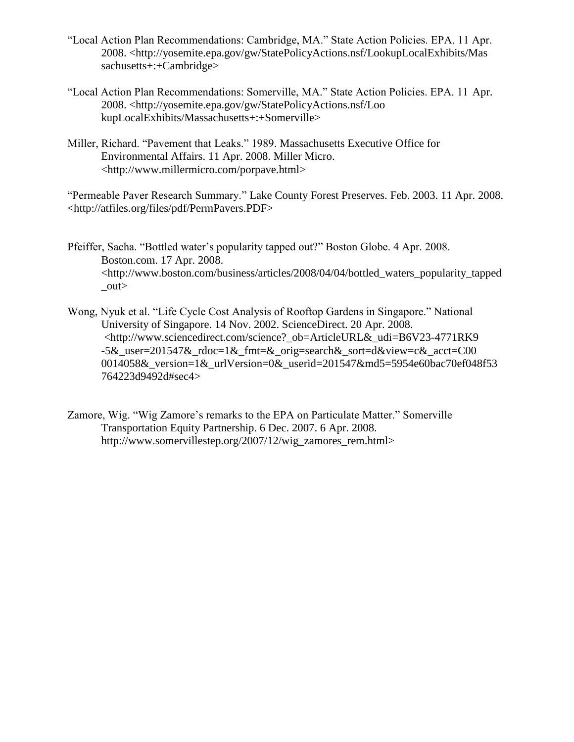"Local Action Plan Recommendations: Cambridge, MA." State Action Policies. EPA. 11 Apr. 2008. <http://yosemite.epa.gov/gw/StatePolicyActions.nsf/LookupLocalExhibits/Massachusetts+:+Cambridge>

"Local Action Plan Recommendations: Somerville, MA." State Action Policies. EPA. 11 Apr. 2008. <http://yosemite.epa.gov/gw/StatePolicyActions.nsf/LookupLocalExhibits/Massachusetts+:+Somerville>

Miller, Richard. "Pavement that Leaks." 1989. Massachusetts Executive Office for Environmental Affairs. 11 Apr. 2008. Miller Micro. <http://www.millermicro.com/porpave.html>

"Permeable Paver Research Summary." Lake County Forest Preserves. Feb. 2003. 11 Apr. 2008. <http://atfiles.org/files/pdf/PermPavers.PDF>

Pfeiffer, Sacha. "Bottled water's popularity tapped out?" Boston Globe. 4 Apr. 2008. Boston.com. 17 Apr. 2008. <http://www.boston.com/business/articles/2008/04/04/bottled_waters_popularity_tapped_out>

Wong, Nyuk et al. "Life Cycle Cost Analysis of Rooftop Gardens in Singapore." National University of Singapore. 14 Nov. 2002. ScienceDirect. 20 Apr. 2008. <http://www.sciencedirect.com/science?_ob=ArticleURL&_udi=B6V23-4771RK9-5&_user=201547&_rdoc=1&_fmt=&_orig=search&_sort=d&view=c&_acct=C000014058&_version=1&_urlVersion=0&_userid=201547&md5=5954e60bac70ef048f53764223d9492d#sec4>

Zamore, Wig. "Wig Zamore's remarks to the EPA on Particulate Matter." Somerville Transportation Equity Partnership. 6 Dec. 2007. 6 Apr. 2008. http://www.somervillestep.org/2007/12/wig_zamores_rem.html>